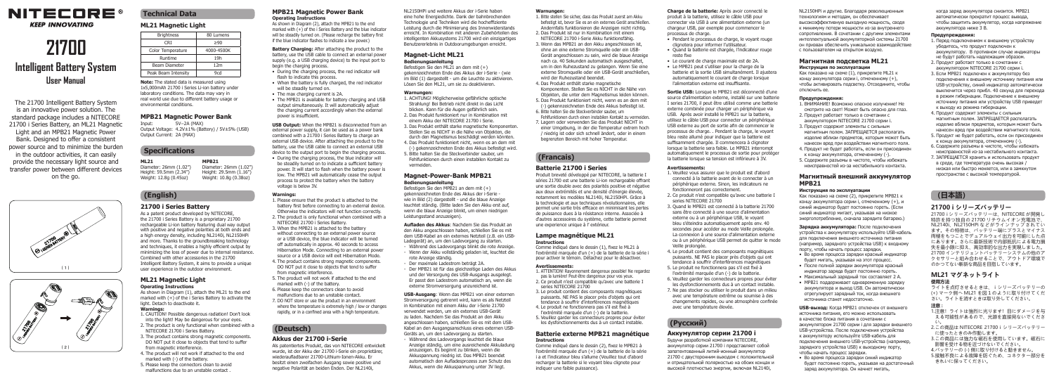# NITECORE® KEEP INNOVATING

# 21700 Intelligent Battery System

## User Manual

The 21700 Intelligent Battery System is an innovative power solution. The standard package includes a NITECORE 21700 i Series Battery, an ML21 Magnetic Light and an MPB21 Magnetic Power Bank. Designed to offer a consistent power source and to minimize the burden in the outdoor activities, it can easily provide the necessary light source and transfer power between different devices on the go.

( 1 )

( 2 )

## Technical Data

### ML21 Magnetic Light

| Brightness | 80 Lumens |
|---|---|
| CRI | ≥90 |
| Color Temperature | 4000-4500K |
| Runtime | 19h |
| Beam Diameter | 12m |
| Peak Beam Intensity | 9cd |

**Note:** The stated data is measured using 1x5,000mAh 21700 i Series Li-ion battery under laboratory conditions. The data may vary in real world use due to different battery usage or environmental conditions.

### MPB21 Magnetic Power Bank

Input: 5V⎓2A (MAX)
Output Voltage: 4.2V±1% (Battery) / 5V±5% (USB)
Output Current: 2A (MAX)

## Specifications

**ML21**
Diameter: 26mm (1.02")
Height: 59.5mm (2.34")
Weight: 12.8g (0.45oz)

**MPB21**
Diameter: 26mm (1.02")
Height: 29.5mm (1.16")
Weight: 10.8g (0.38oz)

## (English)

### 21700 i Series Battery

As a patent product developed by NITECORE, the 21700 i Series Battery is a proprietary 21700 rechargeable Li-ion battery featuring dual way output with positive and negative polarities at both ends and a high energy density, including NL2140i, NL2150HPi and more. Thanks to the groundbreaking technology and techniques, it enables a highly efficient output by minimizing the loss of power due to internal resistance. Combined with other accessories in the 21700 Intelligent Battery System, it aims to provide a unique user experience in the outdoor environment.

### ML21 Magnetic Light

**Operating Instructions**

As shown in Diagram (1), attach the ML21 to the end marked with (+) of the i Series Battery to activate the light. Detach to deactivate it.

**Warnings:**

1. CAUTION! Possible dangerous radiation! Don't look into the light! May be dangerous for your eyes.
2. The product is only functional when combined with a NITECORE 21700 i Series Battery.
3. The product contains strong magnetic components. DO NOT put it close to objects that tend to suffer from magnetic interference.
4. The product will not work if attached to the end marked with (-) of the battery.
5. Please keep the connectors clean to avoid malfunctions due to an unstable contact .

### MPB21 Magnetic Power Bank

**Operating Instructions**

As shown in Diagram (2), attach the MPB21 to the end marked with (+) of the i Series Battery and the blue indicator will be steady turned on. (Please recharge the battery first if the blue indicator flashes to indicate a low power.)

**Battery Charging:** After attaching the product to the battery, use the USB cable to connect an external power supply (e.g. a USB charging device) to the input port to begin the charging process.

- During the charging process, the red indicator will flash to indicate this process.
- When the battery is fully charged, the red indicator will be steady turned on.
- The max charging current is 2A.
- The MPB21 is available for battery charging and USB output simultaneously. It will automatically adjust the charging current accordingly when the external power is insufficient.

**USB Output:** When the MPB21 is disconnected from an external power supply, it can be used as a power bank combined with a 21700 i Series Battery to charge an external USB device. After attaching the product to the battery, use the USB cable to connect an external USB device to the output port to begin the charging process.

- During the charging process, the blue indicator will be steadily turned on to indicate a sufficient battery power. It will start to flash when the battery power is low. The MPB21 will automatically cease the output process to protect the battery when the battery voltage is below 3V.

**Warnings:**

1. Please ensure that the product is attached to the battery first before connecting to an external device. Otherwise the indicators will not function correctly.
2. The product is only functional when combined with a NITECORE 21700 i Series Battery.
3. When the MPB21 is attached to the battery without connecting to an external power source or a USB device, the blue indicator will be turned off automatically in approx. 40 seconds to access Hibernation Mode. Connecting to an external power source or a USB device will exit Hibernation Mode.
4. The product contains strong magnetic components. DO NOT put it close to objects that tend to suffer from magnetic interference.
5. The product will not work if attached to the end marked with (-) of the battery.
6. Please keep the connectors clean to avoid malfunctions due to an unstable contact.
7. DO NOT store or use the product in an environment where the temperature is extremely high / low or changes rapidly, or in a confined area with a high temperature.

## (Deutsch)

### Akkus der 21700 i-Serie

Als patentiertes Produkt, das von NITECORE entwickelt wurde, ist der Akku der 21700 i-Serie ein proprietärer, wiederaufladbarer 21700-Lithium-Ionen-Akku. Er besitzt einen zweifachen Ausgang sowie positive und negative Polarität an beiden Enden. Der NL2140i, NL2150HPi und weitere Akkus der i-Serie haben eine hohe Energiedichte. Dank der bahnbrechenden Technologie und Techniken wird ein hocheffiziente Leistung durch die Minimierung des Innenwiderstands erreicht. In Kombination mit anderen Zubehörteilen des intelligenten Akkusystems 21700 wird ein einzigartiges Benutzererlebnis in Outdoorumgebungen erreicht.

### Magnet-Licht ML21

**Bedienungsanleitung**

Befestigen Sie den ML21 an dem mit (+) gekennzeichneten Ende des Akkus der i-Serie - (wie im Bild (1) dargestellt - um die Leuchte zu aktivieren. Lösen Sie den ML21, um sie zu deaktivieren.

**Warnungen:**

1. ACHTUNG! Möglicherweise gefährliche optische Strahlung! Bei Betrieb nicht direkt in das Licht blicken. Kann für die Augen gefährlich sein.
2. Das Produkt funktioniert nur in Kombination mit einem Akku der NITECORE 21700 i Serie.
3. Das Produkt enthält starke magnetische Komponenten. Stellen Sie es NICHT in die Nähe von Objekten, die durch den Magnetismus beschädigt werden könnten.
4. Das Produkt funktioniert nicht, wenn es an dem mit (-) gekennzeichneten Ende des Akkus befestigt wird.
5. Bitte halten Sie die Steckverbinder sauber, um Fehlfunktionen durch einen instabilen Kontakt zu vermeiden.

### Magnet-Power-Bank MPB21

**Bedienungsanleitung**

Befestigen Sie den MPB21 an dem mit (+) gekennzeichneten Ende des Akkus der i-Serie - wie in Bild (2) dargestellt - und die blaue Anzeige leuchtet ständig. (Bitte laden Sie den Akku erst auf, wenn die blaue Anzeige blinkt, um einen niedrigen Leistungsstand anzuzeigen).

**Aufladen des Akkus:** Nachdem Sie das Produkt an den Akku angeschlossen haben, schließen Sie es mit dem USB-Kabel an ein externes Netzteil (z.B. ein USB-Ladegerät) an, um den Ladevorgang zu starten.

- Während des Ladevorgangs blinkt die rote Anzeige.
- Wenn der Akku vollständig geladen ist, leuchtet die rote Anzeige ständig.
- Der maximale Ladestrom beträgt 2A.
- Der MPB21 ist für das gleichzeitige Laden des Akkus und der Versorgung des USB-Ausgangs ausgelegt. Er passt den Ladestrom automatisch an, wenn die externe Stromversorgung unzureichend ist.

**USB-Ausgang:** Wenn das MPB21 von einer externen Stromversorgung getrennt wird, kann es als Netzteil in Kombination mit einem Akku der i-Serie 21700 verwendet werden, um ein externes USB-Gerät zu laden. Nachdem Sie das Produkt an den Akku angeschlossen haben, schließen Sie es mit dem USB-Kabel an den Ausgangsanschluss eines externen USB-Geräts an, um den Ladevorgang zu starten.

- Während des Ladevorgangs leuchtet die blaue Anzeige ständig, um eine ausreichende Akkuladung anzuzeigen. Es beginnt zu blinken, wenn die Akkuspannung niedrig ist. Das MPB21 beendet automatisch den Aufladeprozess zum Schutz des Akkus, wenn die Akkuspannung unter 3V liegt.

**Warnungen:**

1. Bitte stellen Sie sicher, dass das Produkt zuerst am Akku befestigt ist, bevor Sie es an ein externes Gerät anschließen. Andernfalls funktionieren die Anzeigen nicht richtig.
2. Das Produkt ist nur in Kombination mit einem NITECORE 21700 i-Serie Akku funktionsfähig.
3. Wenn das MPB21 an den Akku angeschlossen ist, ohne an eine externe Stromquelle oder ein USB-Gerät angeschlossen zu sein, wird die blaue Anzeige nach ca. 40 Sekunden automatisch ausgeschaltet, um in den Ruhezustand zu gelangen. Wenn Sie eine externe Stromquelle oder ein USB-Gerät anschließen, wird der Ruhezustand beendet.
4. Das Produkt enthält starke magnetische Komponenten. Stellen Sie es NICHT in die Nähe von Objekten, die unter dem Magnetismus leiden.
5. Das Produkt funktioniert nicht, wenn es an dem mit (-) gekennzeichneten Ende des Akkus befestigt ist.
6. Bitte halten Sie die Steckverbinder sauber, um Fehlfunktionen durch einen instabilen Kontakt zu vermeiden.
7. Lagern oder verwenden Sie das Produkt NICHT in einer Umgebung, in der die Temperatur extrem hoch / niedrig ist oder sich schnell ändert, oder in einem begrenzten Bereich mit hoher Temperatur.

## (Francais)

### Batterie 21700 i Series

Produit breveté développé par NITECORE, la batterie I séries 21700 est une batterie Li-ion rechargeable offrant une sortie double avec des polarités positive et négative aux deux extrémités et une densité d'énergie élevée, notamment les modèles NL2140i, NL2150HPi. Grâce à la technologie et aux techniques révolutionnaires, elle permet une sortie très efficace en minimisant les pertes de puissance dues à la résistance interne. Associée à d'autres accessoires du système, cette batterie permet une expérience unique à l'extérieur.

### Lampe magnétique ML21

**Instructions**

Comme indiqué dans le dessin (1), fixez le ML21 à l'extrémité marquée d'un (+) de la batterie de la série i pour activer le témoin. Détachez pour le désactiver.

**Avertissements:**

1. ATTENTION! Rayonnement dangereux possible! Ne regardez pas la lumière! Peut-être dangereux pour vos yeux.
2. Ce produit n'est compatible qu'avec une batterie I series NITECORE 21700
3. Le produit contient des composants magnétiques puissants. NE PAS le placer près d'objets qui ont tendance à souffrir d'interférences magnétiques
4. Le produit ne fonctionnera pas s'il est fixé à l'extrémité marquée d'un (-) de la batterie.
5. Veuillez garder les connecteurs propres pour éviter les dysfonctionnements dus à un contact instable.

### Batterie externe MPB21 magnétique

**Instructions**

Comme indiqué dans le dessin (2), fixez le MPB21 à l'extrémité marquée d'un (+) de la batterie de la série i a et l'indicateur bleu s'allume (Veuillez tout d'abord recharger la batterie si le voyant bleu clignote pour indiquer une faible puissance).

**Charge de la batterie:** Après avoir connecté le produit à la batterie, utilisez le câble USB pour connecter via USB à une alimentation externe (un chargeur USB, par exemple pour commencer le processus de charge.

- Pendant le processus de charge, le voyant rouge clignotera pour informer l'utilisateur.
- Quand la batterie est chargée, l'indicateur rouge reste fixe
- Le courant de charge maximale est de 2A.
- Le MPB21 peut s'utiliser pour la charge de la batterie et la sortie USB simultanément. Il ajustera automatiquement le courant de charge lorsque l'alimentation externe est insuffisante.

**Sortie USB:** Lorsque le MPB21 est déconnecté d'une source d'alimentation externe, installé sur une batterie I series 21700, il peut être utilisé comme une batterie externe combinée pour charger un périphérique via USB. Après avoir installé le MPB21 sur la batterie, utilisez le câble USB pour connecter un périphérique USB externe au port de sortie afin de commencer le processus de charge. - Pendant la charge, le voyant bleu reste allumé pour indiquer que la batterie est suffisamment chargée. Il commencera à clignoter lorsque la batterie sera faible. Le MPB21 interrompt automatiquement le processus de sortie pour protéger la batterie lorsque sa tension est inférieure à 3V.

**Avertissements:**

1. Veuillez vous assurer que le produit est d'abord connecté à la batterie avant de le connecter à un périphérique externe. Sinon, les indicateurs ne fonctionneront pas correctement.
2. Ce produit n'est compatible qu'avec une batterie I series NITECORE 21700
3. Quand le MPB21 est connecté à la batterie 21700 sans être connecté à une source d'alimentation externe ou à un périphérique USB, le voyant bleu s'éteindra automatiquement après env. 40 secondes pour accéder au mode Veille prolongée. La connexion à une source d'alimentation externe ou à un périphérique USB permet de quitter le mode Veille prolongée.
4. Le produit contient des composants magnétiques puissants. NE PAS le placer près d'objets qui ont tendance à souffrir d'interférences magnétiques
5. Le produit ne fonctionnera pas s'il est fixé à l'extrémité marquée d'un (-) de la batterie.
6. Veuillez garder les connecteurs propres pour éviter les dysfonctionnements dus à un contact instable.
7. Ne pas stocker ou utiliser le produit dans un milieu avec une température extrême ou soumise à des changements rapides, ou une atmosphère confinée avec une température élevée.

## (Русский)

### Аккумулятор серии 21700 i

Будучи разработкой компании NITECORE, аккумулятор серии 21700 i представляет собой запатентованный литий-ионный аккумулятор 21700 с двусторонним выходом с положительной и отрицательной полярностью на обоих концах и высокой плотностью энергии, включая NL2140i, NL2150HPi и другие. Благодаря революционным технологиям и методам, он обеспечивает высокоэффективную выходную мощность, сводя к минимуму потери мощности из-за внутреннего сопротивления. В сочетании с другими элементами интеллектуальной аккумуляторной системы 21700 он призван обеспечить уникальное взаимодействие с пользователем на открытом воздухе.

### Магнитная подсветка ML21

**Инструкция по эксплуатации**

Как показано на схеме (1), прикрепите ML21 к концу аккумулятора серии i, отмеченному (+), чтобы активировать подсветку. Отсоедините, чтобы отключить ее.

**Предупреждения:**

1. ВНИМАНИЕ! Возможно опасное излучение! Не смотрите на свет! Может быть опасно для глаз.
2. Продукт работает только в сочетании с аккумулятором NITECORE 21700 серии i.
3. Продукт содержит элементы с сильным магнитным полем. ЗАПРЕЩАЕТСЯ располагать изделие вблизи предметов, которым может быть нанесен вред при воздействии магнитного поля.
4. Продукт не будет работать, если он присоединен к концу аккумулятора, отмеченному (-).
5. Содержите разъемы в чистоте, чтобы избежать неисправностей из-за нестабильного контакта.

### Магнитный внешний аккумулятор MPB21

**Инструкция по эксплуатации**

Как показано на схеме (2), прикрепите MPB21 к концу аккумулятора серии i, отмеченному (+), и синий индикатор будет постоянно гореть. (Если синий индикатор мигает, указывая на низкое энергопотребление, сначала зарядите батарею.)

**Зарядка аккумулятора:** После подключения устройства к аккумулятору используйте USB-кабель для подключения внешнего источника питания (например, зарядного устройства USB) к входному порту, чтобы начать процесс зарядки.

- Во время процесса зарядки красный индикатор будет мигать, указывая на этот процесс.
- После полной зарядки аккумулятора красный индикатор зарядки будет постоянно гореть.
- Максимальный зарядный ток составляет 2 А.
- MPB21 поддерживает одновременную зарядку аккумулятора и выход USB. Он автоматически отрегулирует зарядный ток, когда внешнего источника станет недостаточно.

**USB-выход:** Когда MPB21 отключен от внешнего источника питания, его можно использовать в качестве блока питания в сочетании с аккумулятором 21700 серии i для зарядки внешнего USB-устройства. После подключения устройства к аккумулятору используйте USB-кабель для подключения внешнего USB-устройства (например, зарядного устройства USB) к выходному порту, чтобы начать процесс зарядки.

- Во время процесса зарядки синий индикатор будет постоянно гореть, указывая на достаточный заряд аккумулятора. Он начнет мигать, когда заряд аккумулятора снизится. MPB21 автоматически прекратит процесс вывода, чтобы защитить аккумулятор, когда напряжение аккумулятора ниже 3 В.

**Предупреждения:**

1. Перед подключением к внешнему устройству убедитесь, что продукт подключен к аккумулятору. В противном случае индикаторы не будут работать надлежащим образом.
2. Продукт работает только в сочетании с аккумулятором NITECORE 21700 серии i.
3. Если MPB21 подключен к аккумулятору без подключения к внешнему источнику питания или USB-устройству, синий индикатор автоматически выключится через прибл. 40 секунд для перехода в режим гибернации. Подключение к внешнему источнику питания или устройству USB приведет к выходу из режима гибернации.
4. Продукт содержит элементы с сильным магнитным полем. ЗАПРЕЩАЕТСЯ располагать изделие вблизи предметов, которым может быть нанесен вред при воздействии магнитного поля.
5. Продукт не будет работать, если он присоединен к концу аккумулятора, отмеченному (-).
6. Содержите разъемы в чистоте, чтобы избежать неисправностей из-за нестабильного контакта.
7. ЗАПРЕЩАЕТСЯ хранить и использовать продукт в среде, где температура очень высокая / низкая или быстро меняется, или в замкнутом пространстве с высокой температурой.

## (日本語)

### 21700 i シリーズバッテリー

21700 i シリーズバッテリーは、NITECORE が開発し特許を取った独自の 21700 リチウムイオン充電池で、NL2140i、NL2150HPi などのラインアップがあります。その特徴は、バッテリー端にプラスとマイナス両極をもつことでデュアルウェイ出力を可能にしたことにあります。さらに最新技術で内部抵抗による電力損失を最小限に抑え、高効率的な出力を実現しました。21700 インテリジェントバッテリーシステムの他のアクセサリーと組み合わせることで、アウトドア環境でのかつてない斬新な商品を目指しています。

### ML21 マグネットライト

**使用方法**

ライトを点灯させるときは、i シリーズバッテリーの (+) マーク側へ ML21 を図（1）のように取り付けてください。ライトを消すときは取り外してください。

**注意：**

1.注意！ライトは強烈に光ります！目にダメージを与える可能性があるので、光源を直視しないでください。
2.この商品は NITECORE 21700 i シリーズバッテリーに使ったときのみ作動します。
3.この商品には強力な磁石を使用しています。磁石に影響を受ける物を近づけないでください。
4.バッテリーの (-) 側に取り付けると動きません。
5.接触不良による故障を防ぐため、コネクター部分をきれいに保ってください。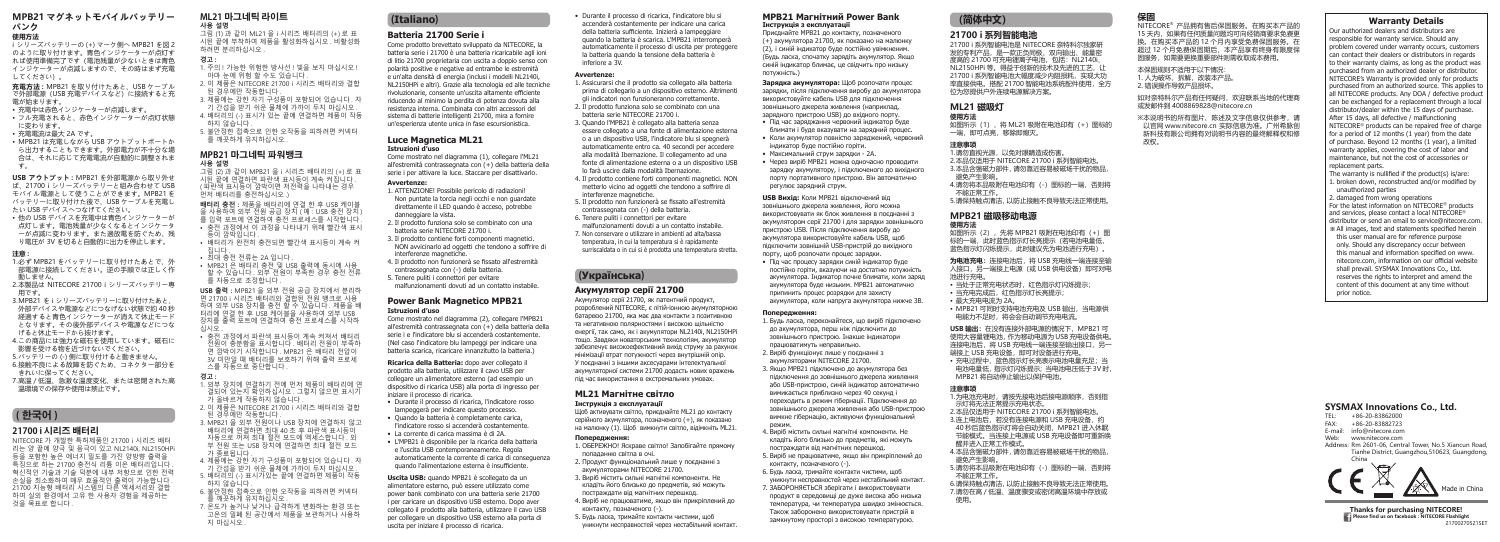## MPB21 マグネットモバイルバッテリーパック

### 使用方法

iシリーズバッテリーの（+）マーク側へ MPB21 を図2のように取り付けます。青色インジケーターが点灯すれば使用準備完了です（電池残量が少ないときは青色インジケーターが点滅しますので、その時は充電してください）。

**充電方法**：MPB21 を取り付けたまま、USB ケーブルで外部電源（USB 充電デバイスなど）に接続すると充電が開始されます。

- 充電中は赤色インジケーターが点滅します。
- フル充電されると、赤色インジケーターが点灯状態に変わります。
- 充電電流は最大 2A です。
- MPB21 は充電しながら USB アウトプットポートから出力することもできます。外部電力がネットから途中で不足した場合は、それに応じて充電電流が自動的に調整されます。

**USB アウトプット**：MPB21 を外部電源から取り外せば、21700 i シリーズバッテリー＋組み合わせて USB モバイル電源として使うことができます。MPB21 がバッテリーに取り付けた後で、USB ケーブルを充電したい USB デバイスへと接続します。

- 他の USB デバイスを充電中は青色インジケーターが点灯します。電池残量が少なくなるとインジケーターが点滅に変わります。また過放電を防ぐため、残り電圧が 3V を切ると自動的に出力を停止します。

### 注意

1.必ず MPB21 をバッテリーに取り付けたあとで、外部電源に接続してください。逆の手順では正しく作動しません。

2.本製品は NITECORE 21700 i シリーズバッテリー専用です。

3.MPB21 を i シリーズバッテリーに取り付けると、外部デバイスや電源などになってない状態で約 40 秒経過すると青色インジケーターが消えてスリープモードとなります。その後外部デバイスや電源などにつなげると休止モードから抜けます。

4.この商品には強力な磁石を使用しています。磁石に影響を受ける物を近づけないでください。

5.バッテリーの（-）側に取り付けると動きません。

6.接触不良による故障を防ぐため、コネクター部分をきれいに保ってください。

7.高湿／低温、急激な温度変化、または密閉された高温環境での保存や使用は禁止です。

## ( 한국어 )

### 21700 i 시리즈 배터리

NITECORE 가 개발한 특허제품인 21700 i 시리즈 배터리는 양 끝에 양극 및 음극이 있고 NL2140i, NL2150HPi 등을 포함한 높은 에너지 밀도를 가지 양방향 충전을 특징으로 하는 21700 충전식 리튬 이온 배터리입니다. 혁신적인 기술과 기술 이론에 내부 보호회로 인해 전원 손실을 최소화하며 매우 효율적인 출력이 가능합니다. 21700 시리즈 배터리 시스템의 지속적으로 발전을 통해 일반 점검에 포함된 배터리 셀 스위치를 시리즈의 모든 제품에 호환됩니다.

## ML21 마그네틱 라이트

### 사용 설명

그림 (1) 과 같이 ML21 을 i 시리즈 배터리의 (+) 로 표시된 쪽에 부착하여 제품을 활성화하십시오. 비활성화 하려면 분리하십시오.

### 경고

1. 위험! 가능한 위험한 방사선! 빛을 눈에 직접 비추지 마 손에 위험할 수도 있습니다.
2. 이 제품은 NITECORE 21700 i 시리즈 배터리와 결합된 경우에만 작동합니다.
3. 제품에는 강한 자기 구성품이 포함되어 있습니다. 자기 간섭을 받기 쉬운 물체에 가까이 두지 마십시오.
4. 배터리의 (-) 표시가 있는 곳에 연결하면 제품이 작동하지 않습니다.
5. 불안정한 접촉으로 인한 오작동을 피하려면 커넥터를 깨끗하게 유지하십시오.

## MPB21 마그네틱 파워뱅크

### 사용 설명

그림 (2) 과 같이 MPB21 을 i 시리즈 배터리의 (+) 로 표시된 쪽에 연결하면 파란색 표시등이 계속 켜집니다. (파란색 표시등이 깜박이면 저전력을 나타내는 경우 먼저 배터리를 충전하십시오.)

**배터리 충전**：제품을 배터리에 연결 한 후 USB 케이블을 사용하여 외부 전원 공급 장치 (예 : USB 충전 장치)와 연결하여 충전을 시작합니다.

- 충전 과정에서 빨간색 표시등이 깜박입니다.
- 충전 과정에서 빨간색 충전 표시등 위에 빨간색 표시등이 켜집니다.
- 배터리가 완전히 충전되면 빨간색 표시등이 계속 켜집니다.
- 최대 충전 전류는 2A 입니다.
- MPB21 은 배터리 충전 및 USB 출력에 동시에 사용할 수 있습니다. 외부 전원이 부족한 경우 충전 전류를 자동으로 조정합니다.

**USB 출력**：MPB21 을 외부 전원 공급 장치에서 분리하면 21700 i 시리즈 배터리와 결합된 전원 뱅크로 사용하여 외부 USB 장치를 충전 할 수 있습니다. 제품을 배터리에 연결 한 후 USB 케이블을 사용하여 외부 USB 장치를 충전할 수 있습니다.

- 충전 과정에서 파란색 표시등이 계속 켜져서 배터리 전원이 충분함을 표시합니다. 배터리 전원이 부족하면 깜박이기 시작합니다. MPB21 은 배터리 전압이 3V 미만일 때 배터리를 보호하기 위해 출력 프로세스를 자동으로 종료합니다.

### 경고

1. 외부 장치에 연결하기 전에 먼저 제품이 배터리에 연결되어 있는지 확인하십시오. 그렇지 않으면 제품이 제대로 작동하지 않습니다.
2. 이 제품은 NITECORE 21700 i 시리즈 배터리와 결합된 경우에만 작동합니다.
3. MPB21 을 외부 전원이나 USB 장치에 연결하지 않고 배터리에 연결하면 최대 40 초 후 파란색 표시등이 자동으로 꺼져 절전 모드로 바뀝니다. 외부 전원 또는 USB 장치에 연결하면 대기 모드에서 해제됩니다.
4. 제품에는 강한 자기 구성품이 포함되어 있습니다. 자기 간섭을 받기 쉬운 물체에 가까이 두지 마십시오.
5. 배터리의 (-) 표시가 있는 곳에 연결하면 제품이 작동하지 않습니다.
6. 불안정한 접촉으로 인한 오작동을 피하려면 커넥터를 깨끗하게 유지하십시오.
7. 온도가 높거나 낮거나 급격하게 변화하는 환경 또는 고온의 밀폐 된 공간에서 제품을 보관하거나 사용하지 마십시오.

## (Italiano)

### Batteria 21700 Serie i

Come prodotto brevettato sviluppato da NITECORE, la batteria serie i 21700 è una batteria ricaricabile agli ioni di litio 21700 proprietaria con uscita a doppio senso con polarità positive e negative ad entrambe le estremità e un'alta densità di energia (inclusi i modelli NL2140i, NL2150HPi e altri). Grazie alla tecnologia ed alle tecniche rivoluzionarie, contiene un'uscita altamente efficiente riducendo al minimo la perdita di potenza dovuta alla resistenza interna. Combinata con altri accessori del sistema di batterie intelligenti 21700, mira a fornire un'esperienza utente unica in fase escursionistica.

### Luce Magnetica ML21

**Istruzioni d'uso**

Come mostrato nel diagramma (1), collegare l'ML21 all'estremità contrassegnata con (+) della batteria della serie i per attivare la luce. Staccare per disattivarlo.

**Avvertenze:**

1. ATTENZIONE! Possibile pericolo di radiazioni! Non puntare la torcia negli occhi e non guardare direttamente il LED quando è acceso, potrebbe danneggiare la vista.
2. Il prodotto funziona solo se combinato con una batteria serie NITECORE 21700 i.
3. Il prodotto contiene forti componenti magnetici. NON avvicinarlo ad oggetti che tendono a soffrire di interferenze magnetiche.
4. Il prodotto non funzionerà se fissato all'estremità contrassegnata con (-) della batteria.
5. Tenere puliti i connettori per evitare malfunzionamenti dovuti ad un contatto instabile.

### Power Bank Magnetico MPB21

**Istruzioni d'uso**

Come mostrato nel diagramma (2), collegare l'MPB21 all'estremità contrassegnata con (+) della batteria della serie i e l'indicatore blu si accenderà costantemente. (Nel caso l'indicatore blu lampeggi per indicare una batteria scarica, ricaricare innanzitutto la batteria.)

**Ricarica della Batteria:** dopo aver collegato il prodotto alla batteria, utilizzare il cavo USB per collegare un'alimentatore esterno (ad esempio un dispositivo di ricarica USB) alla porta di ingresso per iniziare il processo di ricarica.

- Durante il processo di ricarica, l'indicatore rosso lampeggerà per indicare questo processo.
- Quando la batteria è completamente carica, l'indicatore rosso si accenderà costantemente.
- La corrente di carica massima è di 2A.
- L'MPB21 è disponibile per la ricarica della batteria e l'uscita USB contemporaneamente. Regola automaticamente la corrente di carica di conseguenza quando l'alimentazione esterna è insufficiente.

**Uscita USB:** quando MPB21 è scollegato da un'alimentatore esterno, può essere utilizzato come power bank combinato con una batteria serie 21700 i per caricare un dispositivo USB esterno. Dopo aver collegato il prodotto alla batteria, utilizzare il cavo USB per collegare un dispositivo USB esterno alla porta di uscita per iniziare il processo di ricarica.

- Durante il processo di ricarica, l'indicatore blu si accenderà costantemente per indicare una carica della batteria sufficiente. Inizierà a lampeggiare quando la batteria è scarica. L'MPB21 interromperà automaticamente il processo di uscita per proteggere la batteria quando la tensione della batteria è inferiore a 3V.

**Avvertenze:**

1. Assicurarsi che il prodotto sia collegato alla batteria prima di collegarlo a un dispositivo esterno. Altrimenti gli indicatori non funzioneranno correttamente.
2. Il prodotto funziona solo se combinato con una batteria serie NITECORE 21700 i.
3. Quando l'MPB21 è collegato alla batteria senza essere collegato a una fonte di alimentazione esterna o a un dispositivo USB, l'indicatore blu si spegnerà automaticamente entro ca. 40 secondi per accedere alla modalità Ibernazione. Il collegamento ad una fonte di alimentazione esterna o a un dispositivo USB lo farà uscire dalla modalità Ibernazione.
4. Il prodotto contiene forti componenti magnetici. NON metterlo vicino ad oggetti che tendono a soffrire di interferenze magnetiche.
5. Il prodotto non funzionerà se fissato all'estremità contrassegnata con (-) della batteria.
6. Tenere puliti i connettori per evitare malfunzionamenti dovuti a un contatto instabile.
7. Non conservare o utilizzare in ambienti ad alta/bassa temperatura, in cui la temperatura si è rapidamente surriscaldata o in cui si è prodotta una temperatura stretta.

## MPB21 Магнітний Power Bank

**Інструкція з експлуатації**

Приєднайте MPB21 до контакту, позначеного (+) акумулятора 21700, як показано на малюнку (2), і синій індикатор буде постійно увімкненим. (Будь ласка, спочатку зарядіть акумулятор. Якщо синій індикатор блимає, це свідчить про низьку потужність.)

**Зарядка акумулятора:** Щоб розпочати процес зарядки, після підключення виробу до акумулятора використовуйте кабель USB для підключення зовнішнього джерела живлення (наприклад, зарядного пристрою USB) до вхідного порту.

- Під час заряджання червоний індикатор буде блимати і буде вказувати на зарядний процес.
- Коли акумулятор повністю заряджений, червоний індикатор буде постійно горіти.
- Максимальний струм зарядки - 2А.
- Через виріб MPB21 можна одночасно проводити зарядку акумулятору, і підключеного до вихідного порту портативного пристрою. Він автоматично регулює зарядний струм.

**USB Вихід:** Коли MPB21 відключений від зовнішнього джерела живлення, його можна використовувати як блок живлення в поєднанні з акумулятором серії 21700 і для зарядки зовнішнього пристрою USB. Після підключення виробу до акумулятора використовуйте USB-пристрій до вихідного порту, щоб розпочати процес зарядки.

- Під час процесу зарядки синій індикатор буде постійно горіти, вказуючи на достатню потужність акумулятора. Індикатор почне блимати, коли заряд акумулятора буде низьким. MPB21 автоматично припинить процес розрядки для захисту акумулятора, коли напруга акумулятора нижче 3В.

**Попередження:**

1. Будь ласка, переконайтеся, що виріб підключено до акумулятора, перш ніж підключити до зовнішнього пристрою. Інакше індикатори працюватимуть неправильно.
2. Виріб функціонує лише у поєднанні з акумулятором NITECORE 21700.
3. Якщо MPB21 підключено до акумулятора без підключення до зовнішнього джерела живлення або USB-пристрою, синій індикатор автоматично вимикається приблизно через 40 секунд і переходить в режим гібернації. Підключення до зовнішнього джерела живлення або USB-пристрою вимкне гібернацію, активуючи функціональний режим.
4. Виріб містить сильні магнітні компоненти. Не кладіть його близько до предметів, які можуть постраждати від магнітних перешкод.
5. Виріб не працюватиме, якщо він прикріплений до контакту, позначеного (-).
6. Будь ласка, тримайте контакти чистими, щоб уникнути несправностей через нестабільний контакт.
7. ЗАБОРОНЯЄТЬСЯ зберігати і використовувати продукт в середовищі де дуже висока або низька температура, чи температура швидко змінюється. Також заборонено використовувати пристрій в замкнутому просторі з високою температурою.

## (Українська)

### Акумулятор серії 21700

Акумулятор серії 21700, як патентний продукт, розроблений NITECORE, є літій-іонною акумуляторною батареєю 21700, яка має два контакти з позитивною та негативною полярностями і високою щільністю енергії, з таких моделей, як NL2140i, NL2150HPi тощо. Завдяки новаторським технологіям, акумулятор забезпечує високоефективний вихід струму за рахунок мінімізації втрат потужності через внутрішній опір. У поєднанні з іншими аксесуарами інтелектуальної акумуляторної системи 21700 додасть нових вражень під час використання в екстремальних умовах.

### ML21 Магнітне світло

**Інструкція з експлуатації**

Щоб активувати світло, приєднайте ML21 до контакту серійного акумулятора, позначеного (+), як показано на малюнку (1). Щоб вимкнути світло, відімкніть ML21.

**Попередження:**

1. ОБЕРЕЖНО! Вохраве світло! Запобігайте прямому попаданню світла в очі.
2. Продукт функціонуватиме лише у поєднанні з акумулятором NITECORE 21700.
3. Виріб містить сильні магнітні компоненти. Не кладіть його близько до предметів, які можуть постраждати від магнітних перешкод.
4. Виріб не працюватиме, якщо він прикріплений до контакту, позначеного (-).
5. Будь ласка, тримайте контакти чистими, щоб уникнути несправностей через нестабільний контакт.

## (简体中文)

### 21700 i 系列智能电池

21700 i 系列智能电池是 NITECORE 独特科技研发的专利产品，是一款正负两极、双向输出、高能量密度的 21700 可充电锂离子电池，包括：NL2140i，NL2150HPi 等，得益于创新的技术及先进的工艺，让 21700 i 系列智能电池具备最大限度减少内阻损耗、实现大功率高效输出等优势。搭配 21700 智能电池系统配件使用，全方位为您提供户外便捷电源使用新方案。

## ML21 磁吸灯

### 使用方法

如图所示（1），将 ML21 吸附在电池的（+）面标的一端，即可点亮，移除即熄灭。

### 注意事项

1.请勿直视光源，以免对眼睛造成伤害。
2.本品仅适用于 NITECORE 21700 i 系列智能电池。
3.本品含强磁力部件，请勿靠近容易被磁干扰的物品，避免产生影响。
4.请勿将本品吸附在电池的（-）面标的一端，否则将不能正常工作。
5.请保持触点清洁，以防止接触不良导致无法正常使用。

## MPB21 磁吸移动电源

### 使用方法

如图所示（2），先将 MPB21 吸附在电池的（+）面标的一端，此时蓝色指示灯长亮表示（若电池电量低，蓝色指示灯闪烁提示，此时建议先为电池进行充电）。

**为电池充电：** 连接电池后，将 USB 充电线一端连接至输入接口，另一端接上电源（或 USB 供电设备）即可对电池进行充电。

- 当处于正常充电状态时，红色指示灯闪烁提示；
- 当充电完成后，红色指示灯长亮提示；
- 最大充电电流为 2A。
- 充电过程中，蓝色指示灯长亮表示电池电量充足，当电池电量低，指示灯闪烁提示；当电压低于 3V 时，自动停止输出以保护电池。

**USB 输出：** 在没有连接外部电源的情况下，MPB21 可使用大容量锂电池，作为移动电源为 USB 充电设备供电。连接电池后，将 USB 充电线一端连接至输出接口，另一端接上 USB 充电设备，即可对设备进行充电。

### 注意事项

1.为电池充电时，请按先接电池后接电源的顺序，否则指示灯将无法正常提示充电状态。
2.本品仅适用于 NITECORE 21700 i 系列智能电池。
3.连上电池后，若没有连接电源或 USB 充电设备，约 40 秒后蓝色指示灯将自动关闭，MPB21 进入休眠节能模式，当连接上电源或 USB 充电设备即可重新唤醒并进入正常工作模式。
4.本品含强磁力部件，请勿靠近容易被磁干扰的物品，避免产生影响。
5.请勿将本品吸附在电池的（-）面标的一端，否则将不能正常工作。
6.请保持触点清洁，以防止接触不良导致无法正常使用。
7.请勿在高／低温、温度突变或密闭高温环境中存放或使用。

## 保固

NITECORE® 产品拥有售后保固服务。在购买本产品的 15 天内，如果有任何质量问题均可向经销商要求免费更换。在购买本产品的 12 个月内享受免费保固服务，在超过 12 个月免费保固期后，本产品享有终身有偿维修服务，如需要更换重要部件则需收取成本费用。

本保固规则不适用于以下情况：
1. 人为破坏、折解、改装本产品。
2. 错误操作导致产品损坏。

如对本特科尔产品有任何疑问，欢迎联系当地的代理商或发邮件到 400886982@nitecore.cn

※本说明书的所有图片、陈述及文字信息仅供参考，请以官网 www.nitecore.cn 实际信息为准。广州希脉创新科技有限公司保留对说明书内容的最终解释权和修改权。

## Warranty Details

Our authorized dealers and distributors are responsible for warranty service. Should any problem covered under warranty occurs, customers can contact their dealers or distributors in regards to their warranty claims, as long as the product was purchased from an authorized dealer or distributor. NITECORE's Warranty is provided only for products purchased from an authorized source. This applies to all NITECORE products. Any DOA / defective product can be exchanged for a replacement through a local distributor/dealer within the 15 days of purchase. After 15 days, all defective / malfunctioning NITECORE® products can be repaired free of charge for a period of 12 months (1 year) from the date of purchase. Beyond 12 months (1 year), a limited warranty applies, covering the cost of labor and maintenance, but not the cost of accessories or replacement parts.

The warranty is nullified if the product(s) is/are:
1. broken down, reconstructed and/or modified by unauthorized parties
2. damaged from wrong operations

For the latest information on NITECORE® products and services, please contact a local NITECORE® distributor or send an email to service@nitecore.com.

※ All images, text and statements specified herein this user manual are for reference purpose only. Should any discrepancy occur between this manual and information specified on www.nitecore.com, information on our official website shall prevail. SYSMAX Innovations Co., Ltd. reserves the rights to interpret and amend the content of this document at any time without prior notice.

**SYSMAX Innovations Co., Ltd.**

TEL: +86-20-83862000
FAX: +86-20-83882723
E-mail: info@nitecore.com
Web: www.nitecore.com
Address: Rm 2601-06, Central Tower, No.5 Xiancun Road, Tianhe District, Guangzhou 510623, Guangdong, China

Made in China

**Thanks for purchasing NITECORE!**
Please find us on facebook : NITECORE Flashlight

21700271521SET